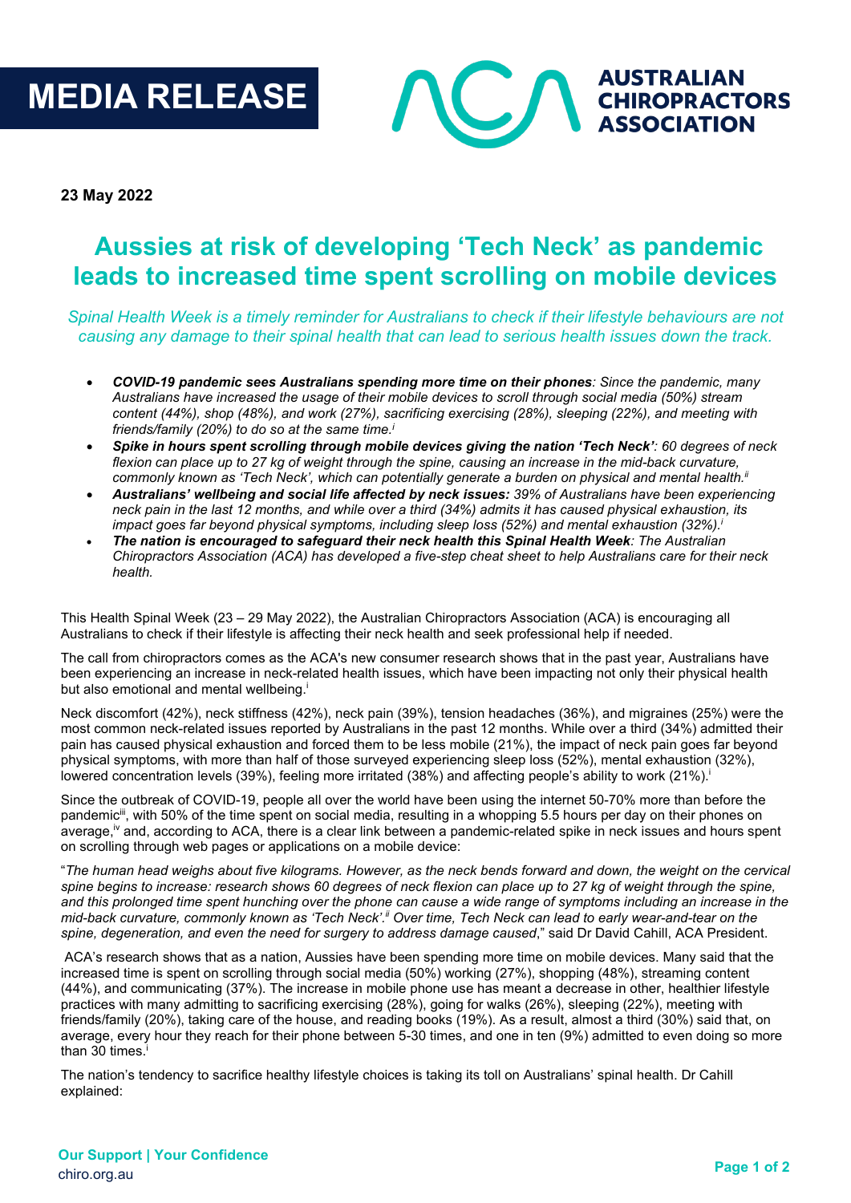# MEDIA RELEASE

AUSTRALIAN CHIROPRACTORS ASSOCIATION

**23 May 2022**

## Aussies at risk of developing 'Tech Neck' as pandemic leads to increased time spent scrolling on mobile devices

*Spinal Health Week is a timely reminder for Australians to check if their lifestyle behaviours are not causing any damage to their spinal health that can lead to serious health issues down the track.*

- ***COVID-19 pandemic sees Australians spending more time on their phones****: Since the pandemic, many Australians have increased the usage of their mobile devices to scroll through social media (50%) stream content (44%), shop (48%), and work (27%), sacrificing exercising (28%), sleeping (22%), and meeting with friends/family (20%) to do so at the same time.[i]*
- ***Spike in hours spent scrolling through mobile devices giving the nation 'Tech Neck'****: 60 degrees of neck flexion can place up to 27 kg of weight through the spine, causing an increase in the mid-back curvature, commonly known as 'Tech Neck', which can potentially generate a burden on physical and mental health.[ii]*
- ***Australians' wellbeing and social life affected by neck issues:*** *39% of Australians have been experiencing neck pain in the last 12 months, and while over a third (34%) admits it has caused physical exhaustion, its impact goes far beyond physical symptoms, including sleep loss (52%) and mental exhaustion (32%).[i]*
- ***The nation is encouraged to safeguard their neck health this Spinal Health Week****: The Australian Chiropractors Association (ACA) has developed a five-step cheat sheet to help Australians care for their neck health.*

This Health Spinal Week (23 – 29 May 2022), the Australian Chiropractors Association (ACA) is encouraging all Australians to check if their lifestyle is affecting their neck health and seek professional help if needed.

The call from chiropractors comes as the ACA's new consumer research shows that in the past year, Australians have been experiencing an increase in neck-related health issues, which have been impacting not only their physical health but also emotional and mental wellbeing.[i]

Neck discomfort (42%), neck stiffness (42%), neck pain (39%), tension headaches (36%), and migraines (25%) were the most common neck-related issues reported by Australians in the past 12 months. While over a third (34%) admitted their pain has caused physical exhaustion and forced them to be less mobile (21%), the impact of neck pain goes far beyond physical symptoms, with more than half of those surveyed experiencing sleep loss (52%), mental exhaustion (32%), lowered concentration levels (39%), feeling more irritated (38%) and affecting people's ability to work (21%).[i]

Since the outbreak of COVID-19, people all over the world have been using the internet 50-70% more than before the pandemic[iii], with 50% of the time spent on social media, resulting in a whopping 5.5 hours per day on their phones on average,[iv] and, according to ACA, there is a clear link between a pandemic-related spike in neck issues and hours spent on scrolling through web pages or applications on a mobile device:

"*The human head weighs about five kilograms. However, as the neck bends forward and down, the weight on the cervical spine begins to increase: research shows 60 degrees of neck flexion can place up to 27 kg of weight through the spine, and this prolonged time spent hunching over the phone can cause a wide range of symptoms including an increase in the mid-back curvature, commonly known as 'Tech Neck'.[ii] Over time, Tech Neck can lead to early wear-and-tear on the spine, degeneration, and even the need for surgery to address damage caused*," said Dr David Cahill, ACA President.

ACA's research shows that as a nation, Aussies have been spending more time on mobile devices. Many said that the increased time is spent on scrolling through social media (50%) working (27%), shopping (48%), streaming content (44%), and communicating (37%). The increase in mobile phone use has meant a decrease in other, healthier lifestyle practices with many admitting to sacrificing exercising (28%), going for walks (26%), sleeping (22%), meeting with friends/family (20%), taking care of the house, and reading books (19%). As a result, almost a third (30%) said that, on average, every hour they reach for their phone between 5-30 times, and one in ten (9%) admitted to even doing so more than 30 times.[i]

The nation's tendency to sacrifice healthy lifestyle choices is taking its toll on Australians' spinal health. Dr Cahill explained:

**Our Support | Your Confidence**
chiro.org.au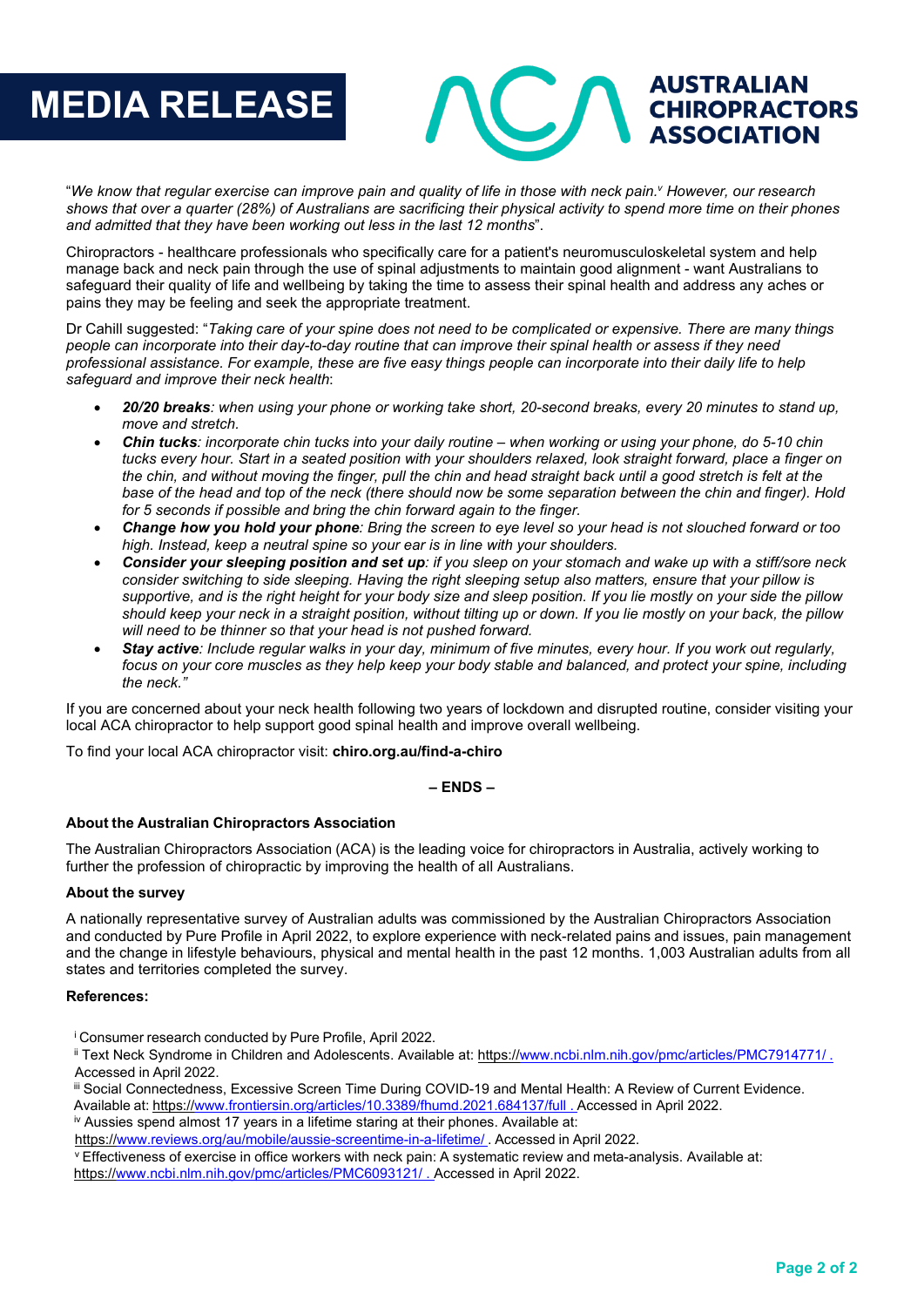# MEDIA RELEASE

**AUSTRALIAN CHIROPRACTORS ASSOCIATION**

"*We know that regular exercise can improve pain and quality of life in those with neck pain.*[v] *However, our research shows that over a quarter (28%) of Australians are sacrificing their physical activity to spend more time on their phones and admitted that they have been working out less in the last 12 months*".

Chiropractors - healthcare professionals who specifically care for a patient's neuromusculoskeletal system and help manage back and neck pain through the use of spinal adjustments to maintain good alignment - want Australians to safeguard their quality of life and wellbeing by taking the time to assess their spinal health and address any aches or pains they may be feeling and seek the appropriate treatment.

Dr Cahill suggested: "*Taking care of your spine does not need to be complicated or expensive. There are many things people can incorporate into their day-to-day routine that can improve their spinal health or assess if they need professional assistance. For example, these are five easy things people can incorporate into their daily life to help safeguard and improve their neck health*:

- ***20/20 breaks****: when using your phone or working take short, 20-second breaks, every 20 minutes to stand up, move and stretch.*
- ***Chin tucks****: incorporate chin tucks into your daily routine – when working or using your phone, do 5-10 chin tucks every hour. Start in a seated position with your shoulders relaxed, look straight forward, place a finger on the chin, and without moving the finger, pull the chin and head straight back until a good stretch is felt at the base of the head and top of the neck (there should now be some separation between the chin and finger). Hold for 5 seconds if possible and bring the chin forward again to the finger.*
- ***Change how you hold your phone****: Bring the screen to eye level so your head is not slouched forward or too high. Instead, keep a neutral spine so your ear is in line with your shoulders.*
- ***Consider your sleeping position and set up****: if you sleep on your stomach and wake up with a stiff/sore neck consider switching to side sleeping. Having the right sleeping setup also matters, ensure that your pillow is supportive, and is the right height for your body size and sleep position. If you lie mostly on your side the pillow should keep your neck in a straight position, without tilting up or down. If you lie mostly on your back, the pillow will need to be thinner so that your head is not pushed forward.*
- ***Stay active****: Include regular walks in your day, minimum of five minutes, every hour. If you work out regularly, focus on your core muscles as they help keep your body stable and balanced, and protect your spine, including the neck."*

If you are concerned about your neck health following two years of lockdown and disrupted routine, consider visiting your local ACA chiropractor to help support good spinal health and improve overall wellbeing.

To find your local ACA chiropractor visit: **chiro.org.au/find-a-chiro**

**– ENDS –**

**About the Australian Chiropractors Association**

The Australian Chiropractors Association (ACA) is the leading voice for chiropractors in Australia, actively working to further the profession of chiropractic by improving the health of all Australians.

**About the survey**

A nationally representative survey of Australian adults was commissioned by the Australian Chiropractors Association and conducted by Pure Profile in April 2022, to explore experience with neck-related pains and issues, pain management and the change in lifestyle behaviours, physical and mental health in the past 12 months. 1,003 Australian adults from all states and territories completed the survey.

**References:**

[i] Consumer research conducted by Pure Profile, April 2022.

[ii] Text Neck Syndrome in Children and Adolescents. Available at: https://www.ncbi.nlm.nih.gov/pmc/articles/PMC7914771/ . Accessed in April 2022.

[iii] Social Connectedness, Excessive Screen Time During COVID-19 and Mental Health: A Review of Current Evidence. Available at: https://www.frontiersin.org/articles/10.3389/fhumd.2021.684137/full . Accessed in April 2022.

[iv] Aussies spend almost 17 years in a lifetime staring at their phones. Available at: https://www.reviews.org/au/mobile/aussie-screentime-in-a-lifetime/ . Accessed in April 2022.

[v] Effectiveness of exercise in office workers with neck pain: A systematic review and meta-analysis. Available at: https://www.ncbi.nlm.nih.gov/pmc/articles/PMC6093121/ . Accessed in April 2022.